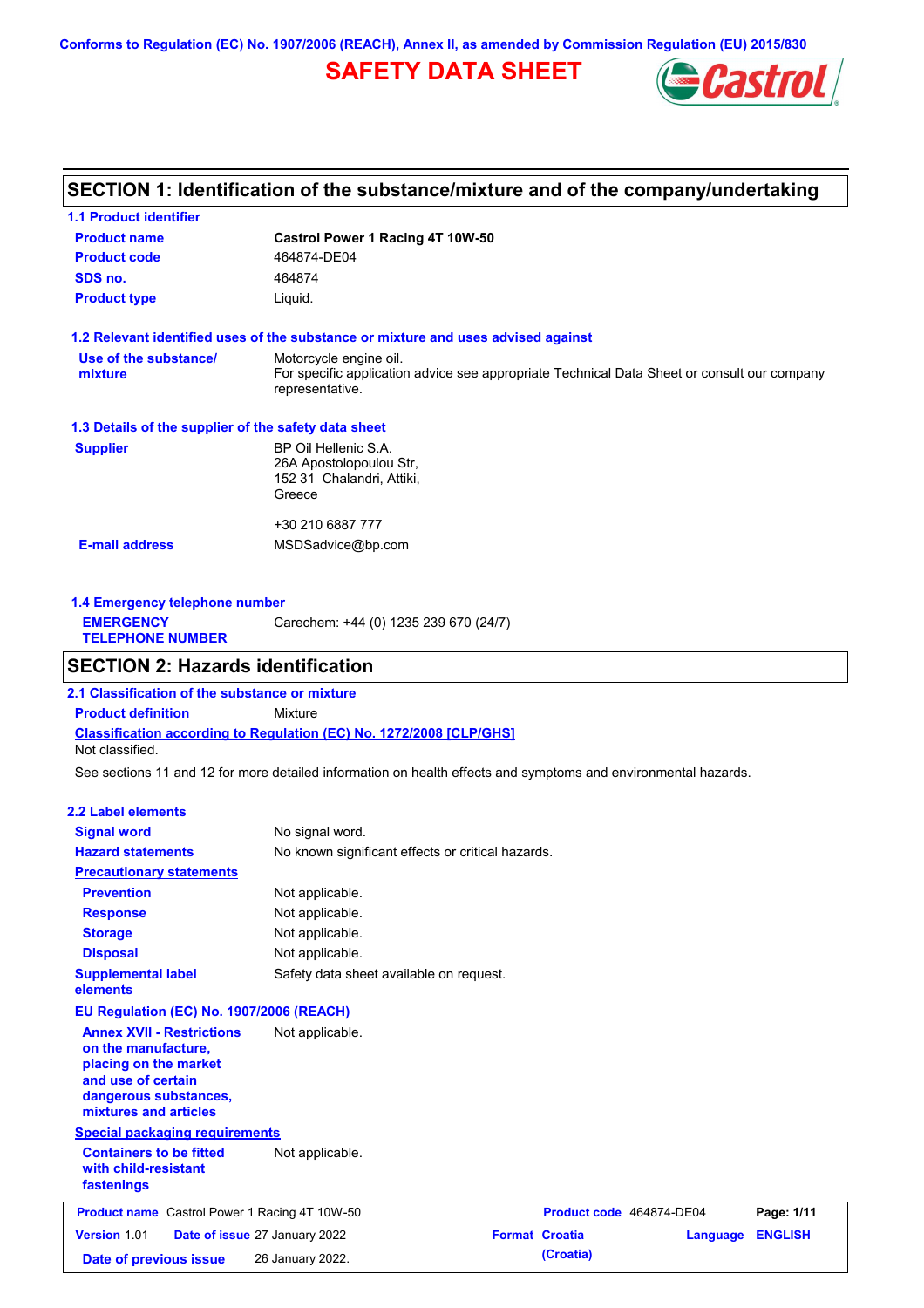Conforms to Regulation (EC) No. 1907/2006 (REACH), Annex II, as amended by Commission Regulation (EU) 2015/830

# SAFETY DATA SHEET

## SECTION 1: Identification of the substance/mixture and of the company/undertaking

### 1.1 Product identifier

| | |
|---|---|
| **Product name** | **Castrol Power 1 Racing 4T 10W-50** |
| **Product code** | 464874-DE04 |
| **SDS no.** | 464874 |
| **Product type** | Liquid. |

### 1.2 Relevant identified uses of the substance or mixture and uses advised against

| | |
|---|---|
| **Use of the substance/ mixture** | Motorcycle engine oil. For specific application advice see appropriate Technical Data Sheet or consult our company representative. |

### 1.3 Details of the supplier of the safety data sheet

| | |
|---|---|
| **Supplier** | BP Oil Hellenic S.A.<br>26A Apostolopoulou Str,<br>152 31 Chalandri, Attiki,<br>Greece<br><br>+30 210 6887 777 |
| **E-mail address** | MSDSadvice@bp.com |

### 1.4 Emergency telephone number

| | |
|---|---|
| **EMERGENCY TELEPHONE NUMBER** | Carechem: +44 (0) 1235 239 670 (24/7) |

## SECTION 2: Hazards identification

### 2.1 Classification of the substance or mixture

**Product definition** Mixture

**Classification according to Regulation (EC) No. 1272/2008 [CLP/GHS]**

Not classified.

See sections 11 and 12 for more detailed information on health effects and symptoms and environmental hazards.

### 2.2 Label elements

| | |
|---|---|
| **Signal word** | No signal word. |
| **Hazard statements** | No known significant effects or critical hazards. |

**Precautionary statements**

| | |
|---|---|
| **Prevention** | Not applicable. |
| **Response** | Not applicable. |
| **Storage** | Not applicable. |
| **Disposal** | Not applicable. |
| **Supplemental label elements** | Safety data sheet available on request. |

**EU Regulation (EC) No. 1907/2006 (REACH)**

| | |
|---|---|
| **Annex XVII - Restrictions on the manufacture, placing on the market and use of certain dangerous substances, mixtures and articles** | Not applicable. |

**Special packaging requirements**

| | |
|---|---|
| **Containers to be fitted with child-resistant fastenings** | Not applicable. |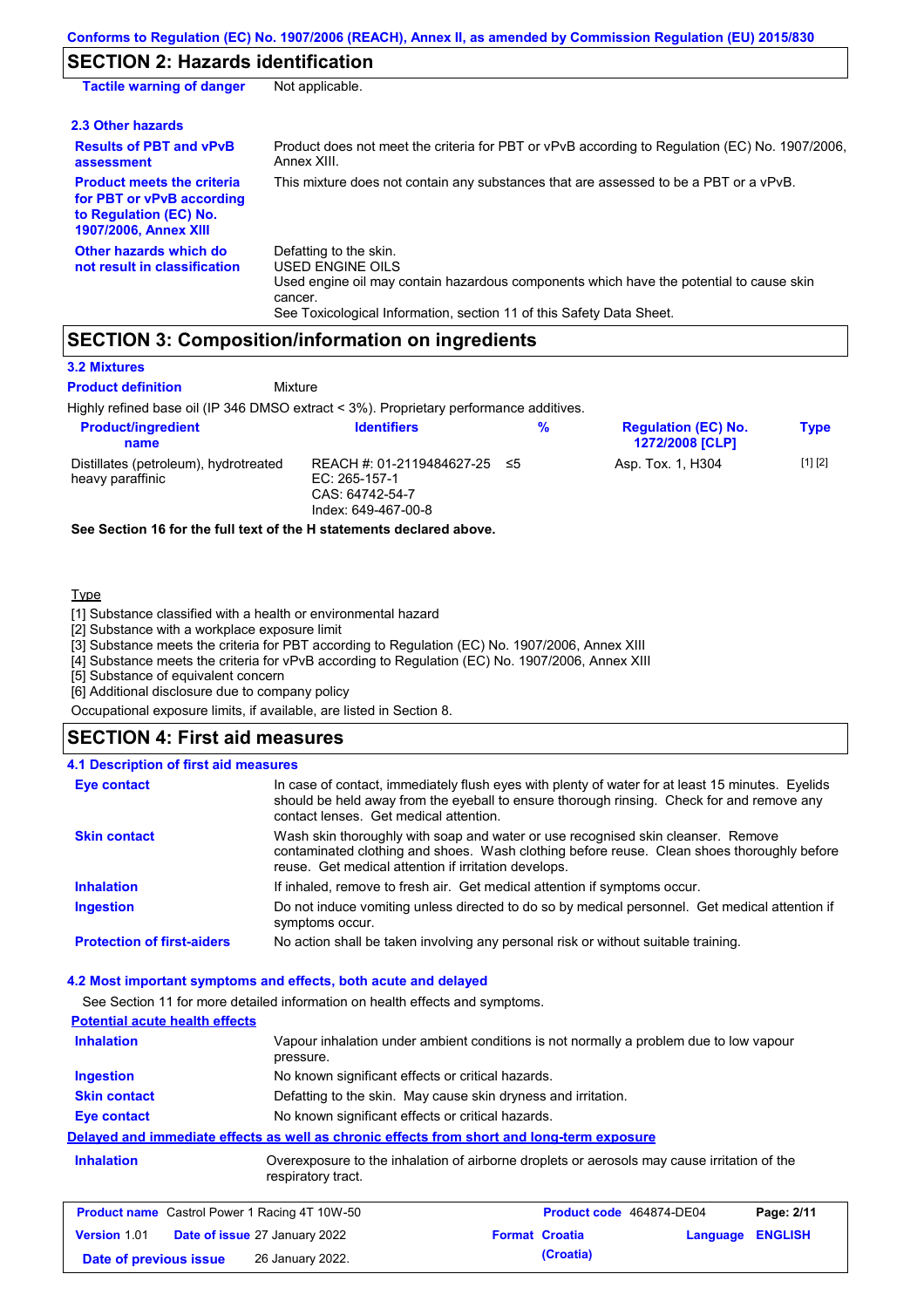## SECTION 2: Hazards identification

**Tactile warning of danger** Not applicable.

### 2.3 Other hazards

**Results of PBT and vPvB assessment** Product does not meet the criteria for PBT or vPvB according to Regulation (EC) No. 1907/2006, Annex XIII.

**Product meets the criteria for PBT or vPvB according to Regulation (EC) No. 1907/2006, Annex XIII** This mixture does not contain any substances that are assessed to be a PBT or a vPvB.

**Other hazards which do not result in classification** Defatting to the skin.
USED ENGINE OILS
Used engine oil may contain hazardous components which have the potential to cause skin cancer.
See Toxicological Information, section 11 of this Safety Data Sheet.

## SECTION 3: Composition/information on ingredients

### 3.2 Mixtures

**Product definition** Mixture

Highly refined base oil (IP 346 DMSO extract < 3%). Proprietary performance additives.

| Product/ingredient name | Identifiers | % | Regulation (EC) No. 1272/2008 [CLP] | Type |
|---|---|---|---|---|
| Distillates (petroleum), hydrotreated heavy paraffinic | REACH #: 01-2119484627-25<br>EC: 265-157-1<br>CAS: 64742-54-7<br>Index: 649-467-00-8 | ≤5 | Asp. Tox. 1, H304 | [1] [2] |

**See Section 16 for the full text of the H statements declared above.**

Type

[1] Substance classified with a health or environmental hazard
[2] Substance with a workplace exposure limit
[3] Substance meets the criteria for PBT according to Regulation (EC) No. 1907/2006, Annex XIII
[4] Substance meets the criteria for vPvB according to Regulation (EC) No. 1907/2006, Annex XIII
[5] Substance of equivalent concern
[6] Additional disclosure due to company policy

Occupational exposure limits, if available, are listed in Section 8.

## SECTION 4: First aid measures

### 4.1 Description of first aid measures

**Eye contact** In case of contact, immediately flush eyes with plenty of water for at least 15 minutes. Eyelids should be held away from the eyeball to ensure thorough rinsing. Check for and remove any contact lenses. Get medical attention.

**Skin contact** Wash skin thoroughly with soap and water or use recognised skin cleanser. Remove contaminated clothing and shoes. Wash clothing before reuse. Clean shoes thoroughly before reuse. Get medical attention if irritation develops.

**Inhalation** If inhaled, remove to fresh air. Get medical attention if symptoms occur.

**Ingestion** Do not induce vomiting unless directed to do so by medical personnel. Get medical attention if symptoms occur.

**Protection of first-aiders** No action shall be taken involving any personal risk or without suitable training.

### 4.2 Most important symptoms and effects, both acute and delayed

See Section 11 for more detailed information on health effects and symptoms.

**Potential acute health effects**

**Inhalation** Vapour inhalation under ambient conditions is not normally a problem due to low vapour pressure.

**Ingestion** No known significant effects or critical hazards.

**Skin contact** Defatting to the skin. May cause skin dryness and irritation.

**Eye contact** No known significant effects or critical hazards.

**Delayed and immediate effects as well as chronic effects from short and long-term exposure**

**Inhalation** Overexposure to the inhalation of airborne droplets or aerosols may cause irritation of the respiratory tract.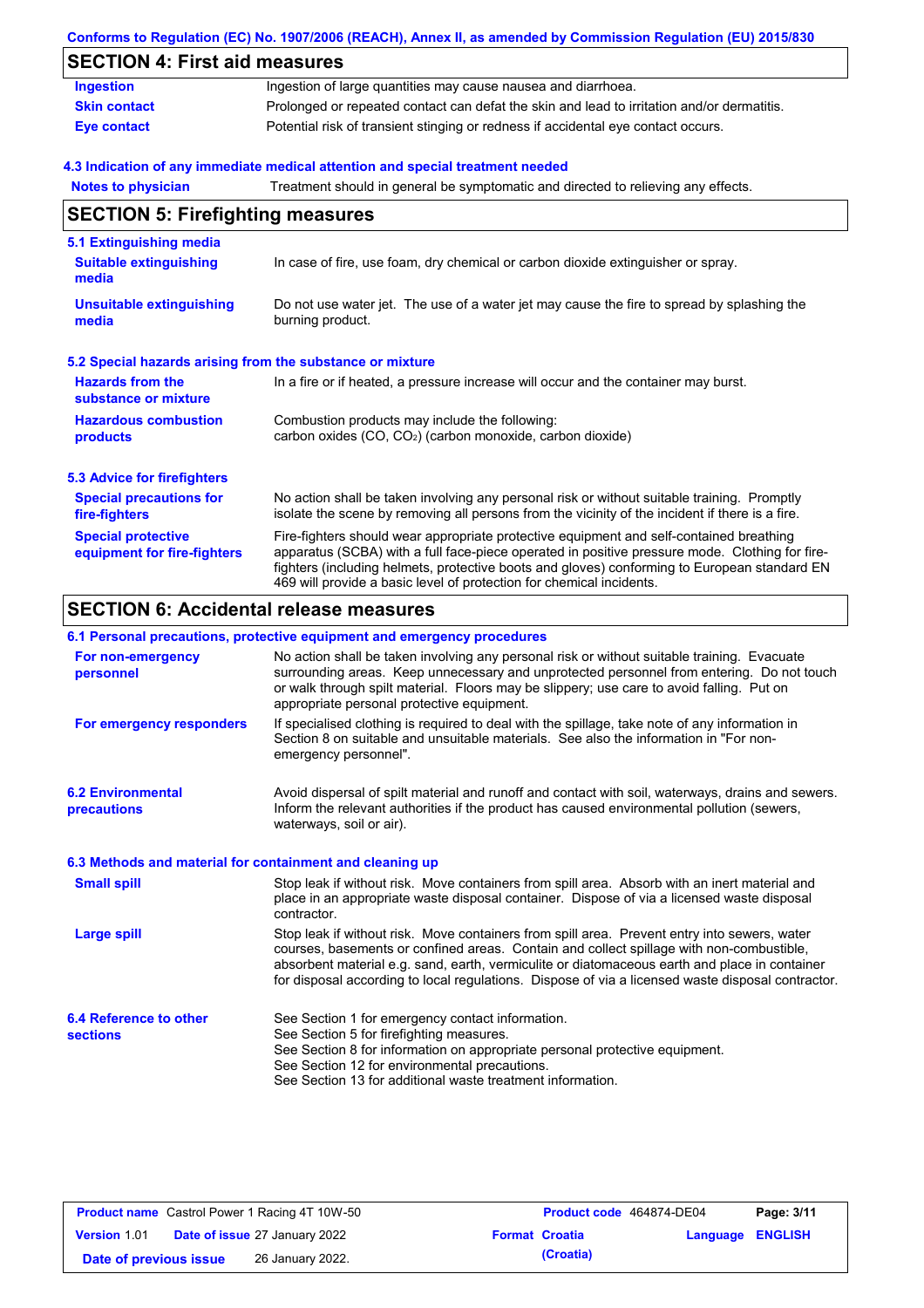## SECTION 4: First aid measures

| | |
|---|---|
| **Ingestion** | Ingestion of large quantities may cause nausea and diarrhoea. |
| **Skin contact** | Prolonged or repeated contact can defat the skin and lead to irritation and/or dermatitis. |
| **Eye contact** | Potential risk of transient stinging or redness if accidental eye contact occurs. |

### 4.3 Indication of any immediate medical attention and special treatment needed

| | |
|---|---|
| **Notes to physician** | Treatment should in general be symptomatic and directed to relieving any effects. |

## SECTION 5: Firefighting measures

### 5.1 Extinguishing media

| | |
|---|---|
| **Suitable extinguishing media** | In case of fire, use foam, dry chemical or carbon dioxide extinguisher or spray. |
| **Unsuitable extinguishing media** | Do not use water jet. The use of a water jet may cause the fire to spread by splashing the burning product. |

### 5.2 Special hazards arising from the substance or mixture

| | |
|---|---|
| **Hazards from the substance or mixture** | In a fire or if heated, a pressure increase will occur and the container may burst. |
| **Hazardous combustion products** | Combustion products may include the following: carbon oxides (CO, $CO_2$) (carbon monoxide, carbon dioxide) |

### 5.3 Advice for firefighters

| | |
|---|---|
| **Special precautions for fire-fighters** | No action shall be taken involving any personal risk or without suitable training. Promptly isolate the scene by removing all persons from the vicinity of the incident if there is a fire. |
| **Special protective equipment for fire-fighters** | Fire-fighters should wear appropriate protective equipment and self-contained breathing apparatus (SCBA) with a full face-piece operated in positive pressure mode. Clothing for fire-fighters (including helmets, protective boots and gloves) conforming to European standard EN 469 will provide a basic level of protection for chemical incidents. |

## SECTION 6: Accidental release measures

### 6.1 Personal precautions, protective equipment and emergency procedures

| | |
|---|---|
| **For non-emergency personnel** | No action shall be taken involving any personal risk or without suitable training. Evacuate surrounding areas. Keep unnecessary and unprotected personnel from entering. Do not touch or walk through spilt material. Floors may be slippery; use care to avoid falling. Put on appropriate personal protective equipment. |
| **For emergency responders** | If specialised clothing is required to deal with the spillage, take note of any information in Section 8 on suitable and unsuitable materials. See also the information in "For non-emergency personnel". |

| | |
|---|---|
| **6.2 Environmental precautions** | Avoid dispersal of spilt material and runoff and contact with soil, waterways, drains and sewers. Inform the relevant authorities if the product has caused environmental pollution (sewers, waterways, soil or air). |

### 6.3 Methods and material for containment and cleaning up

| | |
|---|---|
| **Small spill** | Stop leak if without risk. Move containers from spill area. Absorb with an inert material and place in an appropriate waste disposal container. Dispose of via a licensed waste disposal contractor. |
| **Large spill** | Stop leak if without risk. Move containers from spill area. Prevent entry into sewers, water courses, basements or confined areas. Contain and collect spillage with non-combustible, absorbent material e.g. sand, earth, vermiculite or diatomaceous earth and place in container for disposal according to local regulations. Dispose of via a licensed waste disposal contractor. |

| | |
|---|---|
| **6.4 Reference to other sections** | See Section 1 for emergency contact information.<br>See Section 5 for firefighting measures.<br>See Section 8 for information on appropriate personal protective equipment.<br>See Section 12 for environmental precautions.<br>See Section 13 for additional waste treatment information. |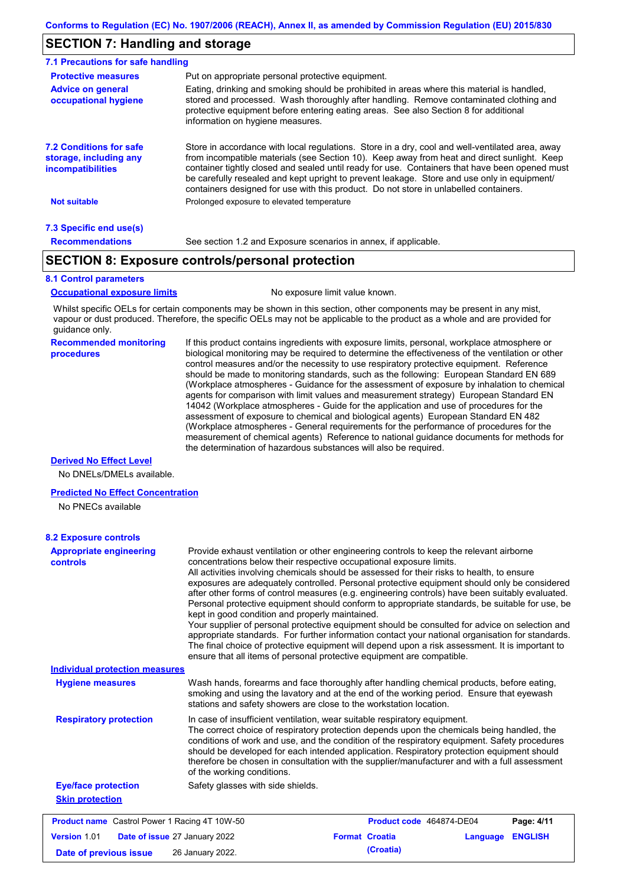## SECTION 7: Handling and storage

### 7.1 Precautions for safe handling

**Protective measures**
Put on appropriate personal protective equipment.

**Advice on general occupational hygiene**
Eating, drinking and smoking should be prohibited in areas where this material is handled, stored and processed. Wash thoroughly after handling. Remove contaminated clothing and protective equipment before entering eating areas. See also Section 8 for additional information on hygiene measures.

**7.2 Conditions for safe storage, including any incompatibilities**
Store in accordance with local regulations. Store in a dry, cool and well-ventilated area, away from incompatible materials (see Section 10). Keep away from heat and direct sunlight. Keep container tightly closed and sealed until ready for use. Containers that have been opened must be carefully resealed and kept upright to prevent leakage. Store and use only in equipment/ containers designed for use with this product. Do not store in unlabelled containers.

**Not suitable**
Prolonged exposure to elevated temperature

### 7.3 Specific end use(s)

**Recommendations**
See section 1.2 and Exposure scenarios in annex, if applicable.

## SECTION 8: Exposure controls/personal protection

### 8.1 Control parameters

**Occupational exposure limits**
No exposure limit value known.

Whilst specific OELs for certain components may be shown in this section, other components may be present in any mist, vapour or dust produced. Therefore, the specific OELs may not be applicable to the product as a whole and are provided for guidance only.

**Recommended monitoring procedures**
If this product contains ingredients with exposure limits, personal, workplace atmosphere or biological monitoring may be required to determine the effectiveness of the ventilation or other control measures and/or the necessity to use respiratory protective equipment. Reference should be made to monitoring standards, such as the following: European Standard EN 689 (Workplace atmospheres - Guidance for the assessment of exposure by inhalation to chemical agents for comparison with limit values and measurement strategy) European Standard EN 14042 (Workplace atmospheres - Guide for the application and use of procedures for the assessment of exposure to chemical and biological agents) European Standard EN 482 (Workplace atmospheres - General requirements for the performance of procedures for the measurement of chemical agents) Reference to national guidance documents for methods for the determination of hazardous substances will also be required.

**Derived No Effect Level**
No DNELs/DMELs available.

**Predicted No Effect Concentration**
No PNECs available

### 8.2 Exposure controls

**Appropriate engineering controls**
Provide exhaust ventilation or other engineering controls to keep the relevant airborne concentrations below their respective occupational exposure limits.
All activities involving chemicals should be assessed for their risks to health, to ensure exposures are adequately controlled. Personal protective equipment should only be considered after other forms of control measures (e.g. engineering controls) have been suitably evaluated. Personal protective equipment should conform to appropriate standards, be suitable for use, be kept in good condition and properly maintained.
Your supplier of personal protective equipment should be consulted for advice on selection and appropriate standards. For further information contact your national organisation for standards. The final choice of protective equipment will depend upon a risk assessment. It is important to ensure that all items of personal protective equipment are compatible.

**Individual protection measures**

**Hygiene measures**
Wash hands, forearms and face thoroughly after handling chemical products, before eating, smoking and using the lavatory and at the end of the working period. Ensure that eyewash stations and safety showers are close to the workstation location.

**Respiratory protection**
In case of insufficient ventilation, wear suitable respiratory equipment.
The correct choice of respiratory protection depends upon the chemicals being handled, the conditions of work and use, and the condition of the respiratory equipment. Safety procedures should be developed for each intended application. Respiratory protection equipment should therefore be chosen in consultation with the supplier/manufacturer and with a full assessment of the working conditions.

**Eye/face protection**
Safety glasses with side shields.

**Skin protection**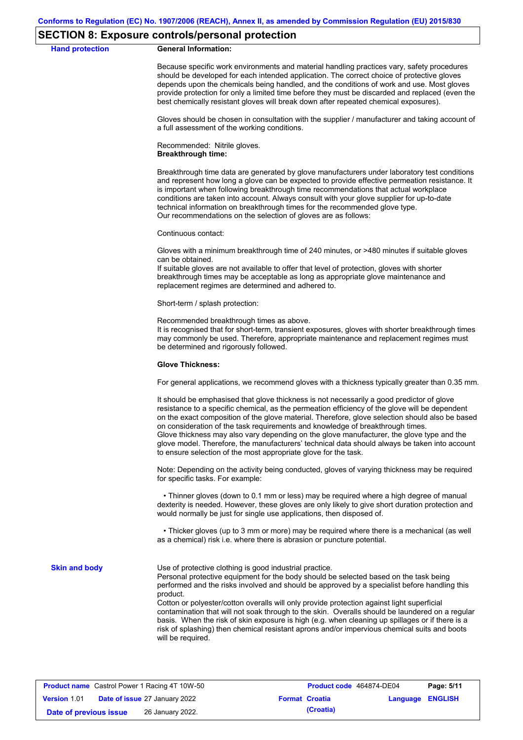## SECTION 8: Exposure controls/personal protection

**Hand protection**

**General Information:**

Because specific work environments and material handling practices vary, safety procedures should be developed for each intended application. The correct choice of protective gloves depends upon the chemicals being handled, and the conditions of work and use. Most gloves provide protection for only a limited time before they must be discarded and replaced (even the best chemically resistant gloves will break down after repeated chemical exposures).

Gloves should be chosen in consultation with the supplier / manufacturer and taking account of a full assessment of the working conditions.

Recommended: Nitrile gloves.

**Breakthrough time:**

Breakthrough time data are generated by glove manufacturers under laboratory test conditions and represent how long a glove can be expected to provide effective permeation resistance. It is important when following breakthrough time recommendations that actual workplace conditions are taken into account. Always consult with your glove supplier for up-to-date technical information on breakthrough times for the recommended glove type.
Our recommendations on the selection of gloves are as follows:

Continuous contact:

Gloves with a minimum breakthrough time of 240 minutes, or >480 minutes if suitable gloves can be obtained.
If suitable gloves are not available to offer that level of protection, gloves with shorter breakthrough times may be acceptable as long as appropriate glove maintenance and replacement regimes are determined and adhered to.

Short-term / splash protection:

Recommended breakthrough times as above.
It is recognised that for short-term, transient exposures, gloves with shorter breakthrough times may commonly be used. Therefore, appropriate maintenance and replacement regimes must be determined and rigorously followed.

**Glove Thickness:**

For general applications, we recommend gloves with a thickness typically greater than 0.35 mm.

It should be emphasised that glove thickness is not necessarily a good predictor of glove resistance to a specific chemical, as the permeation efficiency of the glove will be dependent on the exact composition of the glove material. Therefore, glove selection should also be based on consideration of the task requirements and knowledge of breakthrough times.
Glove thickness may also vary depending on the glove manufacturer, the glove type and the glove model. Therefore, the manufacturers' technical data should always be taken into account to ensure selection of the most appropriate glove for the task.

Note: Depending on the activity being conducted, gloves of varying thickness may be required for specific tasks. For example:

- Thinner gloves (down to 0.1 mm or less) may be required where a high degree of manual dexterity is needed. However, these gloves are only likely to give short duration protection and would normally be just for single use applications, then disposed of.

- Thicker gloves (up to 3 mm or more) may be required where there is a mechanical (as well as a chemical) risk i.e. where there is abrasion or puncture potential.

**Skin and body**

Use of protective clothing is good industrial practice.
Personal protective equipment for the body should be selected based on the task being performed and the risks involved and should be approved by a specialist before handling this product.
Cotton or polyester/cotton overalls will only provide protection against light superficial contamination that will not soak through to the skin. Overalls should be laundered on a regular basis. When the risk of skin exposure is high (e.g. when cleaning up spillages or if there is a risk of splashing) then chemical resistant aprons and/or impervious chemical suits and boots will be required.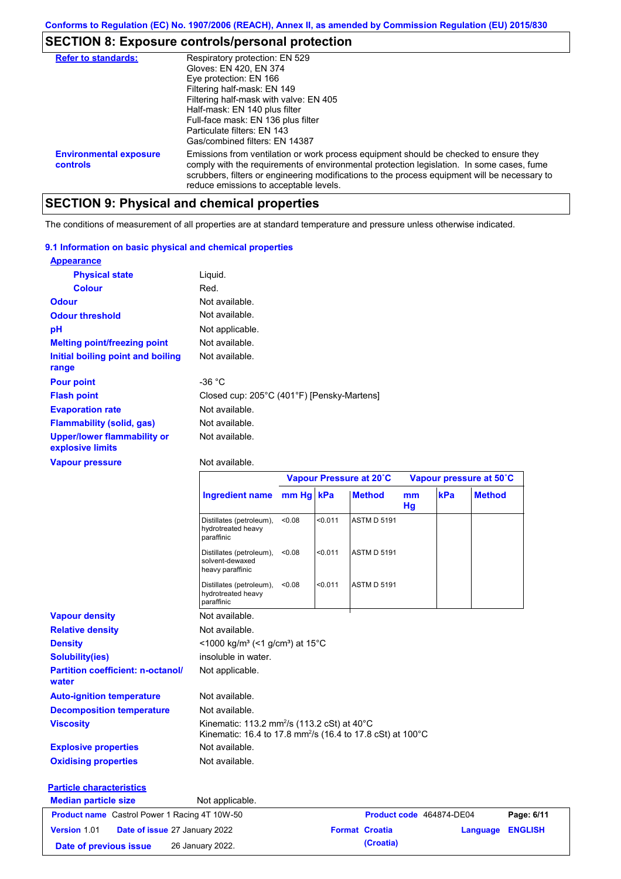Conforms to Regulation (EC) No. 1907/2006 (REACH), Annex II, as amended by Commission Regulation (EU) 2015/830

## SECTION 8: Exposure controls/personal protection

**Refer to standards:**
Respiratory protection: EN 529
Gloves: EN 420, EN 374
Eye protection: EN 166
Filtering half-mask: EN 149
Filtering half-mask with valve: EN 405
Half-mask: EN 140 plus filter
Full-face mask: EN 136 plus filter
Particulate filters: EN 143
Gas/combined filters: EN 14387

**Environmental exposure controls:** Emissions from ventilation or work process equipment should be checked to ensure they comply with the requirements of environmental protection legislation. In some cases, fume scrubbers, filters or engineering modifications to the process equipment will be necessary to reduce emissions to acceptable levels.

## SECTION 9: Physical and chemical properties

The conditions of measurement of all properties are at standard temperature and pressure unless otherwise indicated.

### 9.1 Information on basic physical and chemical properties

**Appearance**

**Physical state:** Liquid.
**Colour:** Red.
**Odour:** Not available.
**Odour threshold:** Not available.
**pH:** Not applicable.
**Melting point/freezing point:** Not available.
**Initial boiling point and boiling range:** Not available.
**Pour point:** -36 °C
**Flash point:** Closed cup: 205°C (401°F) [Pensky-Martens]
**Evaporation rate:** Not available.
**Flammability (solid, gas):** Not available.
**Upper/lower flammability or explosive limits:** Not available.
**Vapour pressure:** Not available.

| | Vapour Pressure at 20˚C | | | Vapour pressure at 50˚C | | |
|---|---|---|---|---|---|---|
| **Ingredient name** | **mm Hg** | **kPa** | **Method** | **mm Hg** | **kPa** | **Method** |
| Distillates (petroleum), hydrotreated heavy paraffinic | <0.08 | <0.011 | ASTM D 5191 | | | |
| Distillates (petroleum), solvent-dewaxed heavy paraffinic | <0.08 | <0.011 | ASTM D 5191 | | | |
| Distillates (petroleum), hydrotreated heavy paraffinic | <0.08 | <0.011 | ASTM D 5191 | | | |

**Vapour density:** Not available.
**Relative density:** Not available.
**Density:** <1000 kg/m³ (<1 g/cm³) at 15°C
**Solubility(ies):** insoluble in water.
**Partition coefficient: n-octanol/water:** Not applicable.
**Auto-ignition temperature:** Not available.
**Decomposition temperature:** Not available.
**Viscosity:** Kinematic: 113.2 mm²/s (113.2 cSt) at 40°C
Kinematic: 16.4 to 17.8 mm²/s (16.4 to 17.8 cSt) at 100°C
**Explosive properties:** Not available.
**Oxidising properties:** Not available.

**Particle characteristics**

**Median particle size:** Not applicable.

| | | | |
|---|---|---|---|
| **Product name** Castrol Power 1 Racing 4T 10W-50 | | **Product code** 464874-DE04 | |
| **Version** 1.01 | **Date of issue** 27 January 2022 | **Format** Croatia (Croatia) | **Language** ENGLISH |
| **Date of previous issue** | 26 January 2022. | | |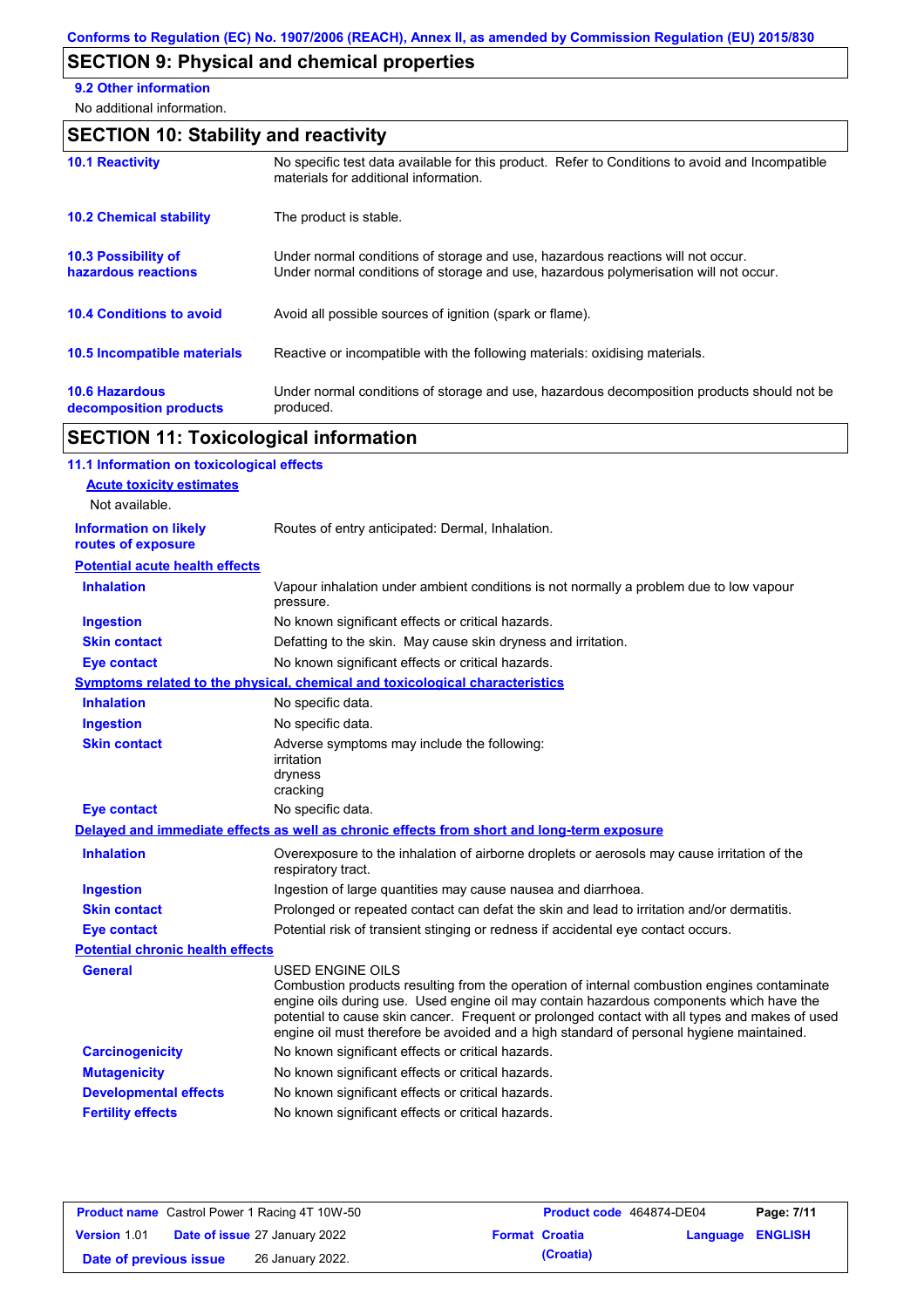## SECTION 9: Physical and chemical properties

**9.2 Other information**

No additional information.

## SECTION 10: Stability and reactivity

| | |
|---|---|
| **10.1 Reactivity** | No specific test data available for this product. Refer to Conditions to avoid and Incompatible materials for additional information. |
| **10.2 Chemical stability** | The product is stable. |
| **10.3 Possibility of hazardous reactions** | Under normal conditions of storage and use, hazardous reactions will not occur. Under normal conditions of storage and use, hazardous polymerisation will not occur. |
| **10.4 Conditions to avoid** | Avoid all possible sources of ignition (spark or flame). |
| **10.5 Incompatible materials** | Reactive or incompatible with the following materials: oxidising materials. |
| **10.6 Hazardous decomposition products** | Under normal conditions of storage and use, hazardous decomposition products should not be produced. |

## SECTION 11: Toxicological information

**11.1 Information on toxicological effects**

**Acute toxicity estimates**

Not available.

| | |
|---|---|
| **Information on likely routes of exposure** | Routes of entry anticipated: Dermal, Inhalation. |

**Potential acute health effects**

| | |
|---|---|
| **Inhalation** | Vapour inhalation under ambient conditions is not normally a problem due to low vapour pressure. |
| **Ingestion** | No known significant effects or critical hazards. |
| **Skin contact** | Defatting to the skin. May cause skin dryness and irritation. |
| **Eye contact** | No known significant effects or critical hazards. |

**Symptoms related to the physical, chemical and toxicological characteristics**

| | |
|---|---|
| **Inhalation** | No specific data. |
| **Ingestion** | No specific data. |
| **Skin contact** | Adverse symptoms may include the following: irritation dryness cracking |
| **Eye contact** | No specific data. |

**Delayed and immediate effects as well as chronic effects from short and long-term exposure**

| | |
|---|---|
| **Inhalation** | Overexposure to the inhalation of airborne droplets or aerosols may cause irritation of the respiratory tract. |
| **Ingestion** | Ingestion of large quantities may cause nausea and diarrhoea. |
| **Skin contact** | Prolonged or repeated contact can defat the skin and lead to irritation and/or dermatitis. |
| **Eye contact** | Potential risk of transient stinging or redness if accidental eye contact occurs. |

**Potential chronic health effects**

| | |
|---|---|
| **General** | USED ENGINE OILS Combustion products resulting from the operation of internal combustion engines contaminate engine oils during use. Used engine oil may contain hazardous components which have the potential to cause skin cancer. Frequent or prolonged contact with all types and makes of used engine oil must therefore be avoided and a high standard of personal hygiene maintained. |
| **Carcinogenicity** | No known significant effects or critical hazards. |
| **Mutagenicity** | No known significant effects or critical hazards. |
| **Developmental effects** | No known significant effects or critical hazards. |
| **Fertility effects** | No known significant effects or critical hazards. |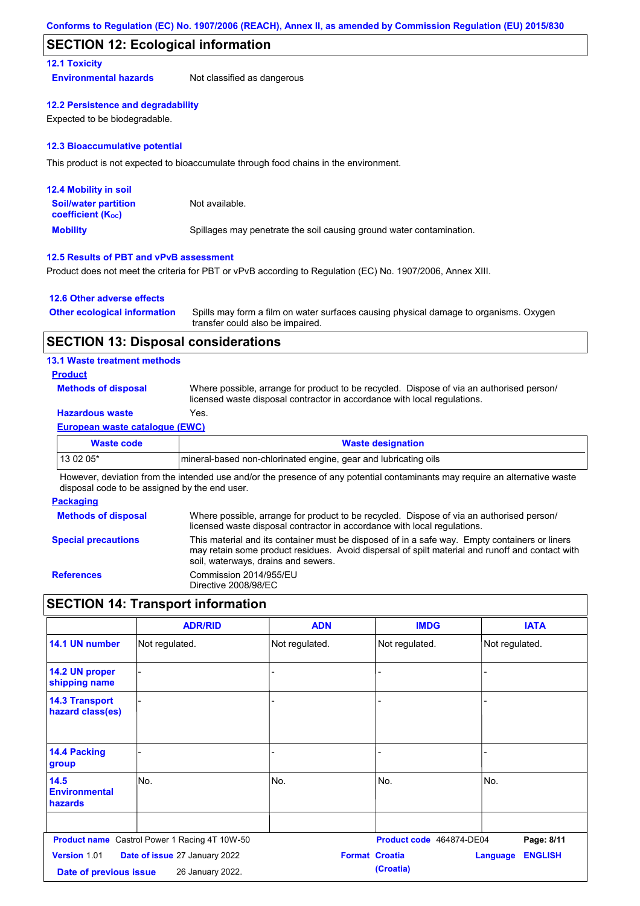## SECTION 12: Ecological information

### 12.1 Toxicity

**Environmental hazards** Not classified as dangerous

### 12.2 Persistence and degradability

Expected to be biodegradable.

### 12.3 Bioaccumulative potential

This product is not expected to bioaccumulate through food chains in the environment.

### 12.4 Mobility in soil

**Soil/water partition coefficient ($K_{OC}$)** Not available.

**Mobility** Spillages may penetrate the soil causing ground water contamination.

### 12.5 Results of PBT and vPvB assessment

Product does not meet the criteria for PBT or vPvB according to Regulation (EC) No. 1907/2006, Annex XIII.

### 12.6 Other adverse effects

**Other ecological information** Spills may form a film on water surfaces causing physical damage to organisms. Oxygen transfer could also be impaired.

## SECTION 13: Disposal considerations

### 13.1 Waste treatment methods

**Product**

**Methods of disposal** Where possible, arrange for product to be recycled. Dispose of via an authorised person/ licensed waste disposal contractor in accordance with local regulations.

**Hazardous waste** Yes.

**European waste catalogue (EWC)**

| Waste code | Waste designation |
|---|---|
| 13 02 05* | mineral-based non-chlorinated engine, gear and lubricating oils |

However, deviation from the intended use and/or the presence of any potential contaminants may require an alternative waste disposal code to be assigned by the end user.

**Packaging**

**Methods of disposal** Where possible, arrange for product to be recycled. Dispose of via an authorised person/ licensed waste disposal contractor in accordance with local regulations.

**Special precautions** This material and its container must be disposed of in a safe way. Empty containers or liners may retain some product residues. Avoid dispersal of spilt material and runoff and contact with soil, waterways, drains and sewers.

**References** Commission 2014/955/EU
Directive 2008/98/EC

## SECTION 14: Transport information

| | ADR/RID | ADN | IMDG | IATA |
|---|---|---|---|---|
| **14.1 UN number** | Not regulated. | Not regulated. | Not regulated. | Not regulated. |
| **14.2 UN proper shipping name** | - | - | - | - |
| **14.3 Transport hazard class(es)** | - | - | - | - |
| **14.4 Packing group** | - | - | - | - |
| **14.5 Environmental hazards** | No. | No. | No. | No. |
| | | | | |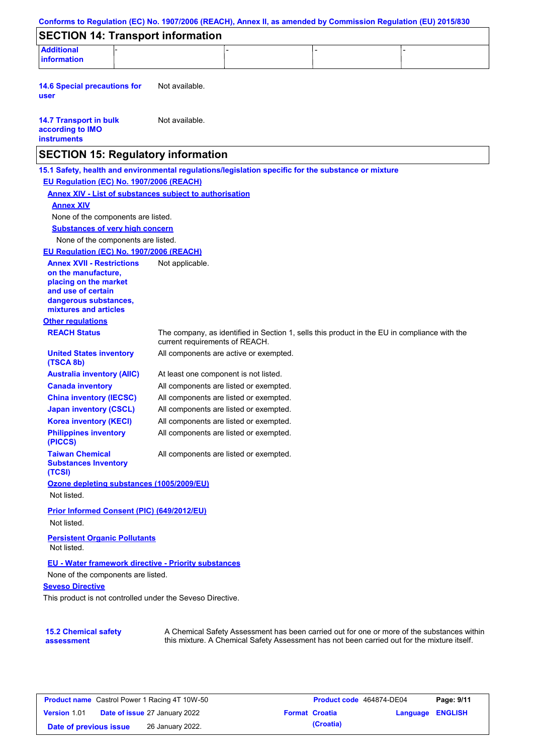## SECTION 14: Transport information

| Additional information | - | - | - | - |
|---|---|---|---|---|

**14.6 Special precautions for user** Not available.

**14.7 Transport in bulk according to IMO instruments** Not available.

## SECTION 15: Regulatory information

**15.1 Safety, health and environmental regulations/legislation specific for the substance or mixture**

**EU Regulation (EC) No. 1907/2006 (REACH)**

**Annex XIV - List of substances subject to authorisation**

**Annex XIV**

None of the components are listed.

**Substances of very high concern**

None of the components are listed.

**EU Regulation (EC) No. 1907/2006 (REACH)**

**Annex XVII - Restrictions on the manufacture, placing on the market and use of certain dangerous substances, mixtures and articles** Not applicable.

**Other regulations**

**REACH Status** The company, as identified in Section 1, sells this product in the EU in compliance with the current requirements of REACH.

**United States inventory (TSCA 8b)** All components are active or exempted.

**Australia inventory (AIIC)** At least one component is not listed.

**Canada inventory** All components are listed or exempted.

**China inventory (IECSC)** All components are listed or exempted.

**Japan inventory (CSCL)** All components are listed or exempted.

**Korea inventory (KECI)** All components are listed or exempted.

**Philippines inventory (PICCS)** All components are listed or exempted.

**Taiwan Chemical Substances Inventory (TCSI)** All components are listed or exempted.

**Ozone depleting substances (1005/2009/EU)**

Not listed.

**Prior Informed Consent (PIC) (649/2012/EU)**

Not listed.

**Persistent Organic Pollutants**

Not listed.

**EU - Water framework directive - Priority substances**

None of the components are listed.

**Seveso Directive**

This product is not controlled under the Seveso Directive.

**15.2 Chemical safety assessment** A Chemical Safety Assessment has been carried out for one or more of the substances within this mixture. A Chemical Safety Assessment has not been carried out for the mixture itself.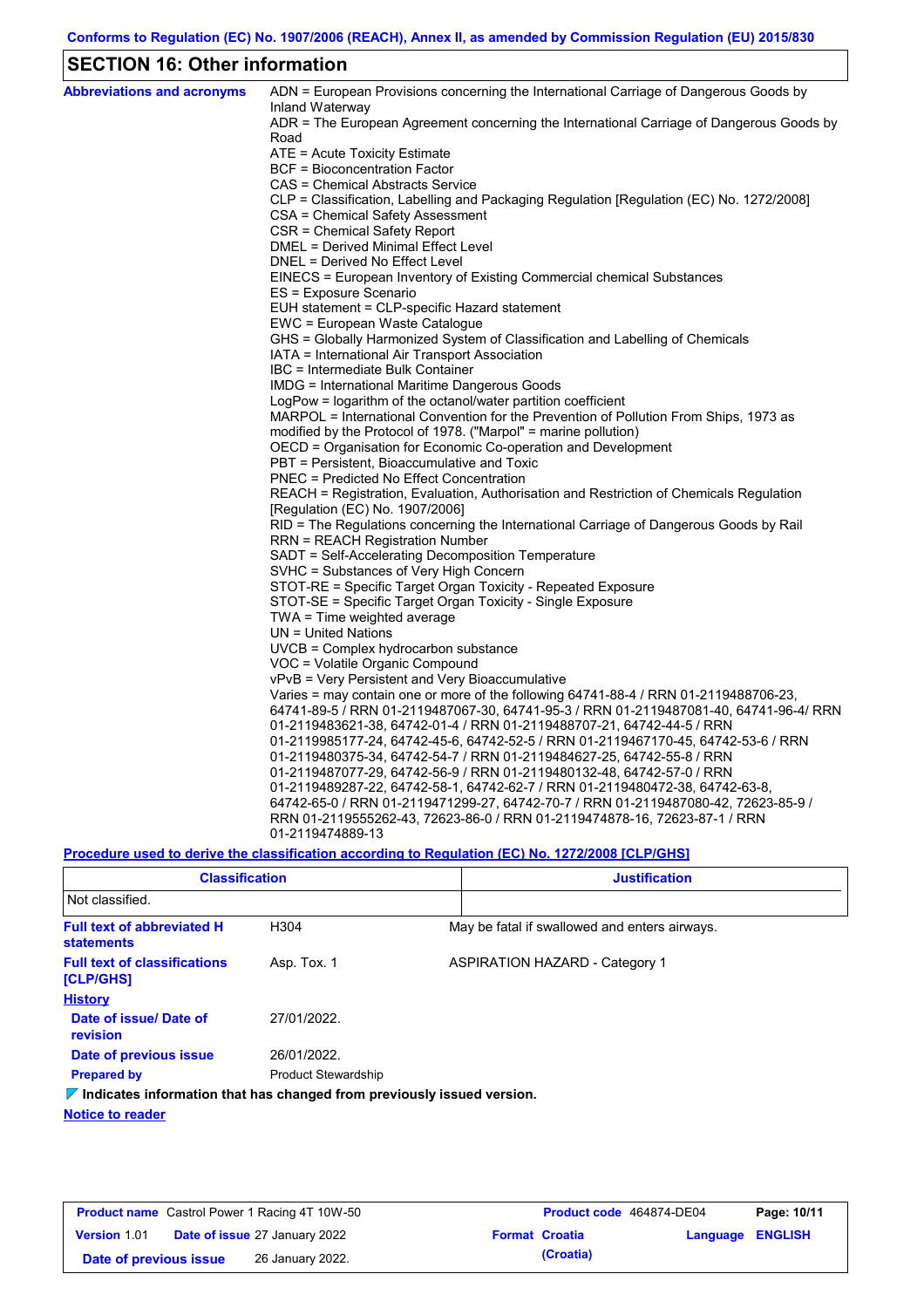Conforms to Regulation (EC) No. 1907/2006 (REACH), Annex II, as amended by Commission Regulation (EU) 2015/830

## SECTION 16: Other information

**Abbreviations and acronyms**

ADN = European Provisions concerning the International Carriage of Dangerous Goods by Inland Waterway
ADR = The European Agreement concerning the International Carriage of Dangerous Goods by Road
ATE = Acute Toxicity Estimate
BCF = Bioconcentration Factor
CAS = Chemical Abstracts Service
CLP = Classification, Labelling and Packaging Regulation [Regulation (EC) No. 1272/2008]
CSA = Chemical Safety Assessment
CSR = Chemical Safety Report
DMEL = Derived Minimal Effect Level
DNEL = Derived No Effect Level
EINECS = European Inventory of Existing Commercial chemical Substances
ES = Exposure Scenario
EUH statement = CLP-specific Hazard statement
EWC = European Waste Catalogue
GHS = Globally Harmonized System of Classification and Labelling of Chemicals
IATA = International Air Transport Association
IBC = Intermediate Bulk Container
IMDG = International Maritime Dangerous Goods
LogPow = logarithm of the octanol/water partition coefficient
MARPOL = International Convention for the Prevention of Pollution From Ships, 1973 as modified by the Protocol of 1978. ("Marpol" = marine pollution)
OECD = Organisation for Economic Co-operation and Development
PBT = Persistent, Bioaccumulative and Toxic
PNEC = Predicted No Effect Concentration
REACH = Registration, Evaluation, Authorisation and Restriction of Chemicals Regulation [Regulation (EC) No. 1907/2006]
RID = The Regulations concerning the International Carriage of Dangerous Goods by Rail
RRN = REACH Registration Number
SADT = Self-Accelerating Decomposition Temperature
SVHC = Substances of Very High Concern
STOT-RE = Specific Target Organ Toxicity - Repeated Exposure
STOT-SE = Specific Target Organ Toxicity - Single Exposure
TWA = Time weighted average
UN = United Nations
UVCB = Complex hydrocarbon substance
VOC = Volatile Organic Compound
vPvB = Very Persistent and Very Bioaccumulative
Varies = may contain one or more of the following 64741-88-4 / RRN 01-2119488706-23, 64741-89-5 / RRN 01-2119487067-30, 64741-95-3 / RRN 01-2119487081-40, 64741-96-4/ RRN 01-2119483621-38, 64742-01-4 / RRN 01-2119488707-21, 64742-44-5 / RRN 01-2119985177-24, 64742-45-6, 64742-52-5 / RRN 01-2119467170-45, 64742-53-6 / RRN 01-2119480375-34, 64742-54-7 / RRN 01-2119484627-25, 64742-55-8 / RRN 01-2119487077-29, 64742-56-9 / RRN 01-2119480132-48, 64742-57-0 / RRN 01-2119489287-22, 64742-58-1, 64742-62-7 / RRN 01-2119480472-38, 64742-63-8, 64742-65-0 / RRN 01-2119471299-27, 64742-70-7 / RRN 01-2119487080-42, 72623-85-9 / RRN 01-2119555262-43, 72623-86-0 / RRN 01-2119474878-16, 72623-87-1 / RRN 01-2119474889-13

**Procedure used to derive the classification according to Regulation (EC) No. 1272/2008 [CLP/GHS]**

| Classification | Justification |
|---|---|
| Not classified. | |

**Full text of abbreviated H statements**: H304 — May be fatal if swallowed and enters airways.

**Full text of classifications [CLP/GHS]**: Asp. Tox. 1 — ASPIRATION HAZARD - Category 1

**History**

**Date of issue/ Date of revision**: 27/01/2022.

**Date of previous issue**: 26/01/2022.

**Prepared by**: Product Stewardship

**Indicates information that has changed from previously issued version.**

**Notice to reader**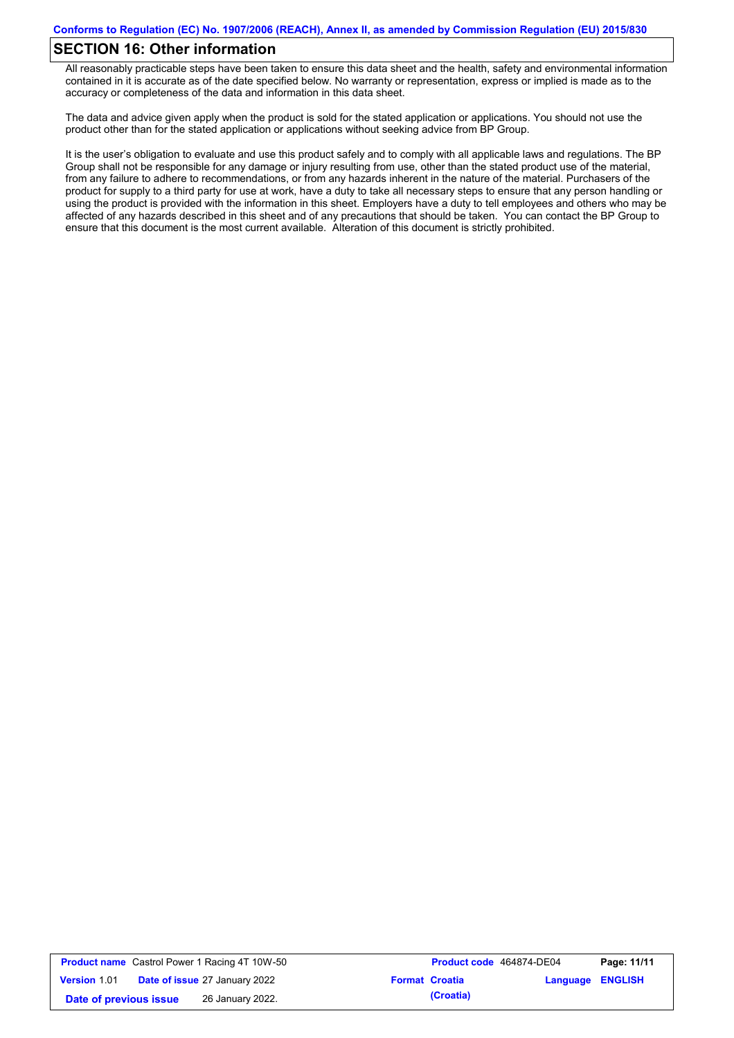## SECTION 16: Other information

All reasonably practicable steps have been taken to ensure this data sheet and the health, safety and environmental information contained in it is accurate as of the date specified below. No warranty or representation, express or implied is made as to the accuracy or completeness of the data and information in this data sheet.

The data and advice given apply when the product is sold for the stated application or applications. You should not use the product other than for the stated application or applications without seeking advice from BP Group.

It is the user's obligation to evaluate and use this product safely and to comply with all applicable laws and regulations. The BP Group shall not be responsible for any damage or injury resulting from use, other than the stated product use of the material, from any failure to adhere to recommendations, or from any hazards inherent in the nature of the material. Purchasers of the product for supply to a third party for use at work, have a duty to take all necessary steps to ensure that any person handling or using the product is provided with the information in this sheet. Employers have a duty to tell employees and others who may be affected of any hazards described in this sheet and of any precautions that should be taken. You can contact the BP Group to ensure that this document is the most current available. Alteration of this document is strictly prohibited.